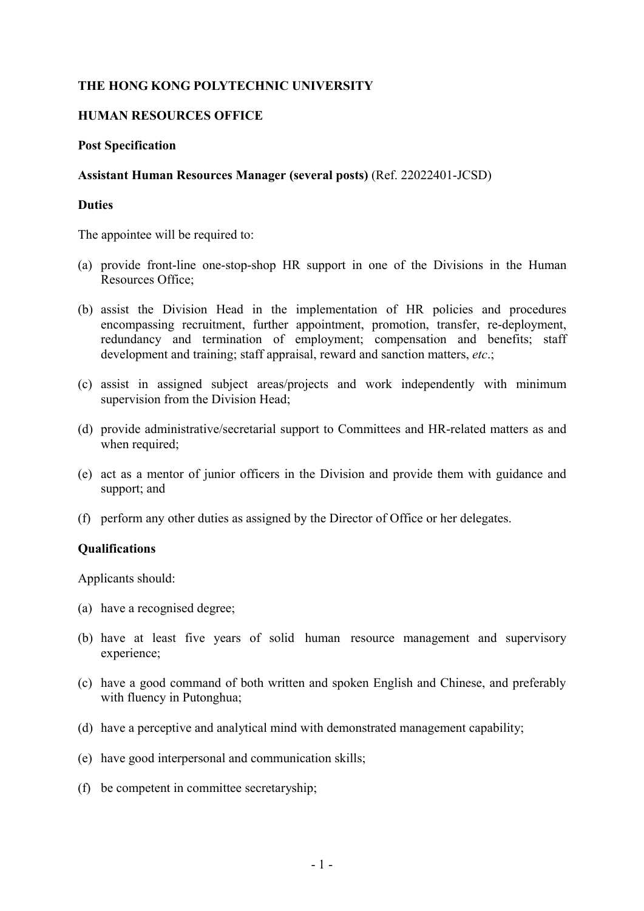**THE HONG KONG POLYTECHNIC UNIVERSITY**

**HUMAN RESOURCES OFFICE**

**Post Specification**

**Assistant Human Resources Manager (several posts)** (Ref. 22022401-JCSD)

**Duties**

The appointee will be required to:

(a) provide front-line one-stop-shop HR support in one of the Divisions in the Human Resources Office;

(b) assist the Division Head in the implementation of HR policies and procedures encompassing recruitment, further appointment, promotion, transfer, re-deployment, redundancy and termination of employment; compensation and benefits; staff development and training; staff appraisal, reward and sanction matters, *etc*.;

(c) assist in assigned subject areas/projects and work independently with minimum supervision from the Division Head;

(d) provide administrative/secretarial support to Committees and HR-related matters as and when required;

(e) act as a mentor of junior officers in the Division and provide them with guidance and support; and

(f) perform any other duties as assigned by the Director of Office or her delegates.

**Qualifications**

Applicants should:

(a) have a recognised degree;

(b) have at least five years of solid human resource management and supervisory experience;

(c) have a good command of both written and spoken English and Chinese, and preferably with fluency in Putonghua;

(d) have a perceptive and analytical mind with demonstrated management capability;

(e) have good interpersonal and communication skills;

(f) be competent in committee secretaryship;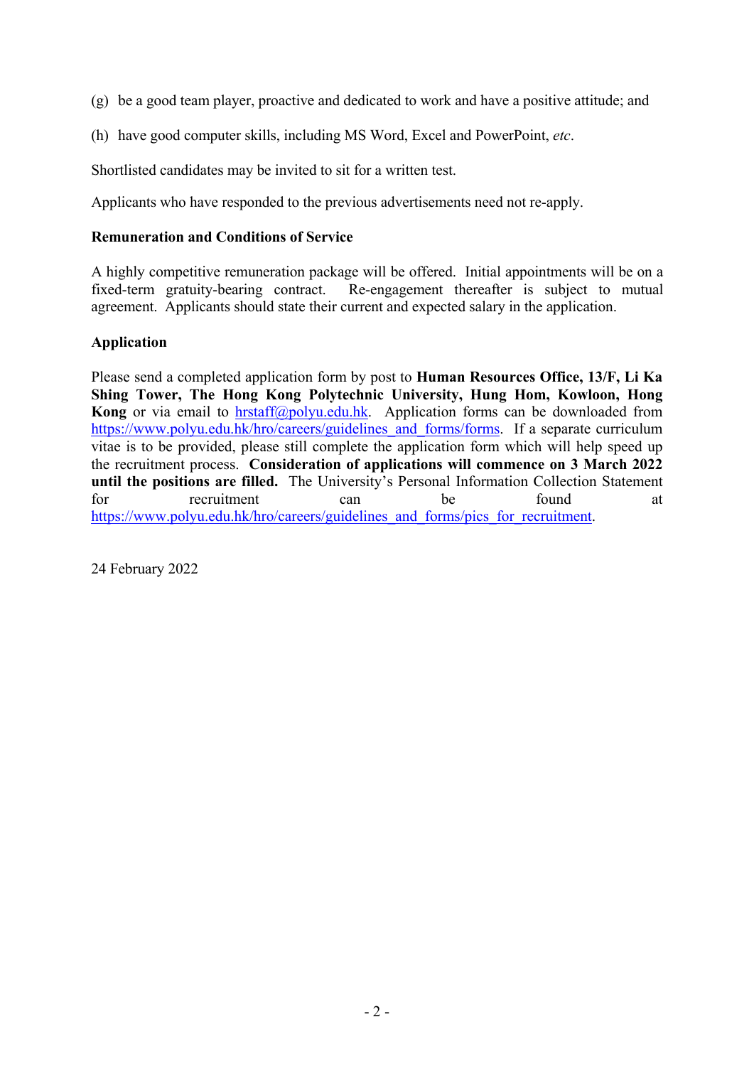(g) be a good team player, proactive and dedicated to work and have a positive attitude; and

(h) have good computer skills, including MS Word, Excel and PowerPoint, *etc*.

Shortlisted candidates may be invited to sit for a written test.

Applicants who have responded to the previous advertisements need not re-apply.

**Remuneration and Conditions of Service**

A highly competitive remuneration package will be offered. Initial appointments will be on a fixed-term gratuity-bearing contract. Re-engagement thereafter is subject to mutual agreement. Applicants should state their current and expected salary in the application.

**Application**

Please send a completed application form by post to **Human Resources Office, 13/F, Li Ka Shing Tower, The Hong Kong Polytechnic University, Hung Hom, Kowloon, Hong Kong** or via email to hrstaff@polyu.edu.hk. Application forms can be downloaded from https://www.polyu.edu.hk/hro/careers/guidelines_and_forms/forms. If a separate curriculum vitae is to be provided, please still complete the application form which will help speed up the recruitment process. **Consideration of applications will commence on 3 March 2022 until the positions are filled.** The University's Personal Information Collection Statement for recruitment can be found at https://www.polyu.edu.hk/hro/careers/guidelines_and_forms/pics_for_recruitment.

24 February 2022